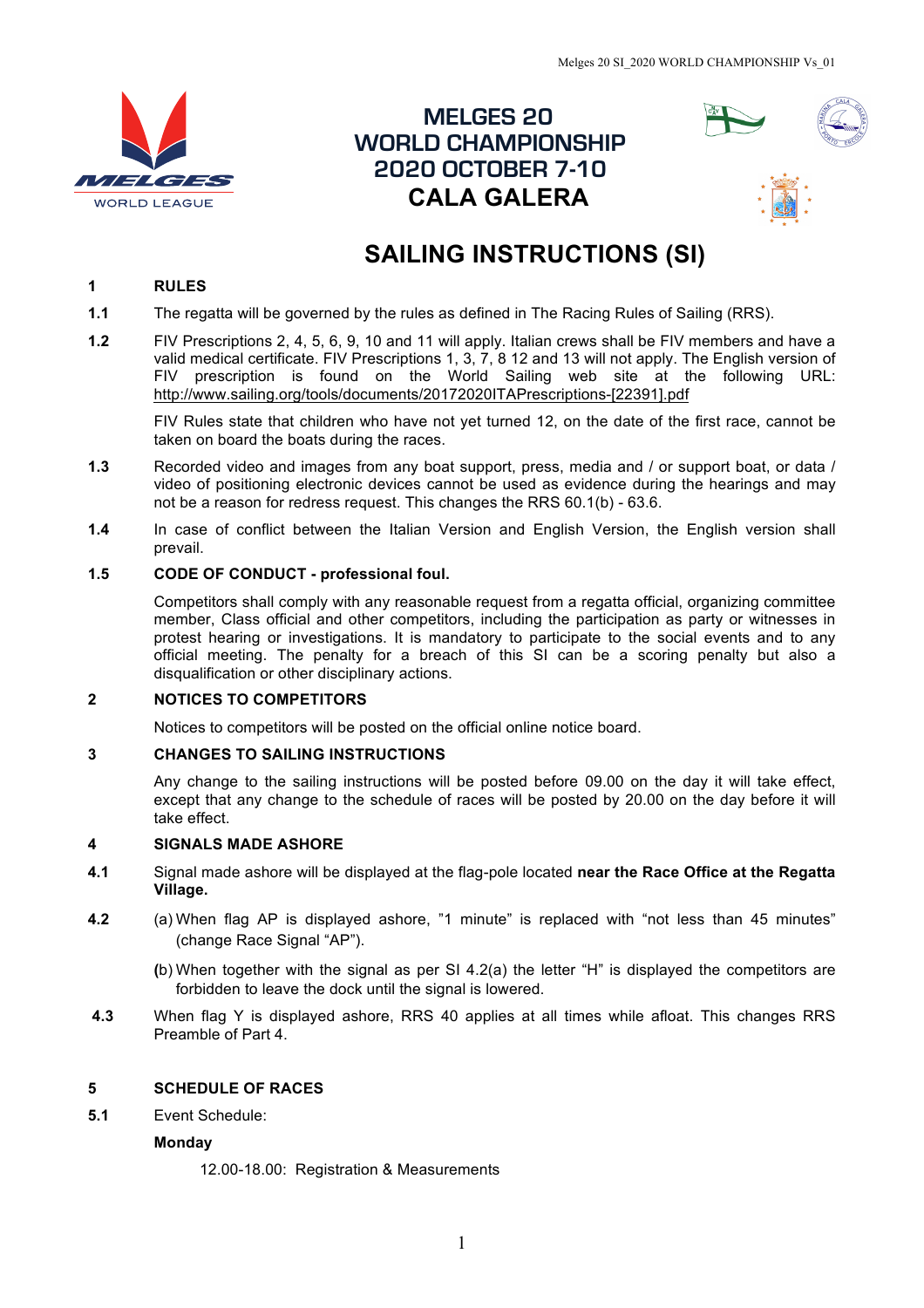# MELGES 20 WORLD CHAMPIONSHIP 2020 OCTOBER 7-10 CALA GALERA

# SAILING INSTRUCTIONS (SI)

## 1 RULES

**1.1** The regatta will be governed by the rules as defined in The Racing Rules of Sailing (RRS).

**1.2** FIV Prescriptions 2, 4, 5, 6, 9, 10 and 11 will apply. Italian crews shall be FIV members and have a valid medical certificate. FIV Prescriptions 1, 3, 7, 8 12 and 13 will not apply. The English version of FIV prescription is found on the World Sailing web site at the following URL: http://www.sailing.org/tools/documents/20172020ITAPrescriptions-[22391].pdf

FIV Rules state that children who have not yet turned 12, on the date of the first race, cannot be taken on board the boats during the races.

**1.3** Recorded video and images from any boat support, press, media and / or support boat, or data / video of positioning electronic devices cannot be used as evidence during the hearings and may not be a reason for redress request. This changes the RRS 60.1(b) - 63.6.

**1.4** In case of conflict between the Italian Version and English Version, the English version shall prevail.

**1.5 CODE OF CONDUCT - professional foul.**

Competitors shall comply with any reasonable request from a regatta official, organizing committee member, Class official and other competitors, including the participation as party or witnesses in protest hearing or investigations. It is mandatory to participate to the social events and to any official meeting. The penalty for a breach of this SI can be a scoring penalty but also a disqualification or other disciplinary actions.

## 2 NOTICES TO COMPETITORS

Notices to competitors will be posted on the official online notice board.

## 3 CHANGES TO SAILING INSTRUCTIONS

Any change to the sailing instructions will be posted before 09.00 on the day it will take effect, except that any change to the schedule of races will be posted by 20.00 on the day before it will take effect.

## 4 SIGNALS MADE ASHORE

**4.1** Signal made ashore will be displayed at the flag-pole located **near the Race Office at the Regatta Village.**

**4.2** (a) When flag AP is displayed ashore, "1 minute" is replaced with "not less than 45 minutes" (change Race Signal "AP").

**(**b) When together with the signal as per SI 4.2(a) the letter "H" is displayed the competitors are forbidden to leave the dock until the signal is lowered.

**4.3** When flag Y is displayed ashore, RRS 40 applies at all times while afloat. This changes RRS Preamble of Part 4.

## 5 SCHEDULE OF RACES

**5.1** Event Schedule:

**Monday**

12.00-18.00: Registration & Measurements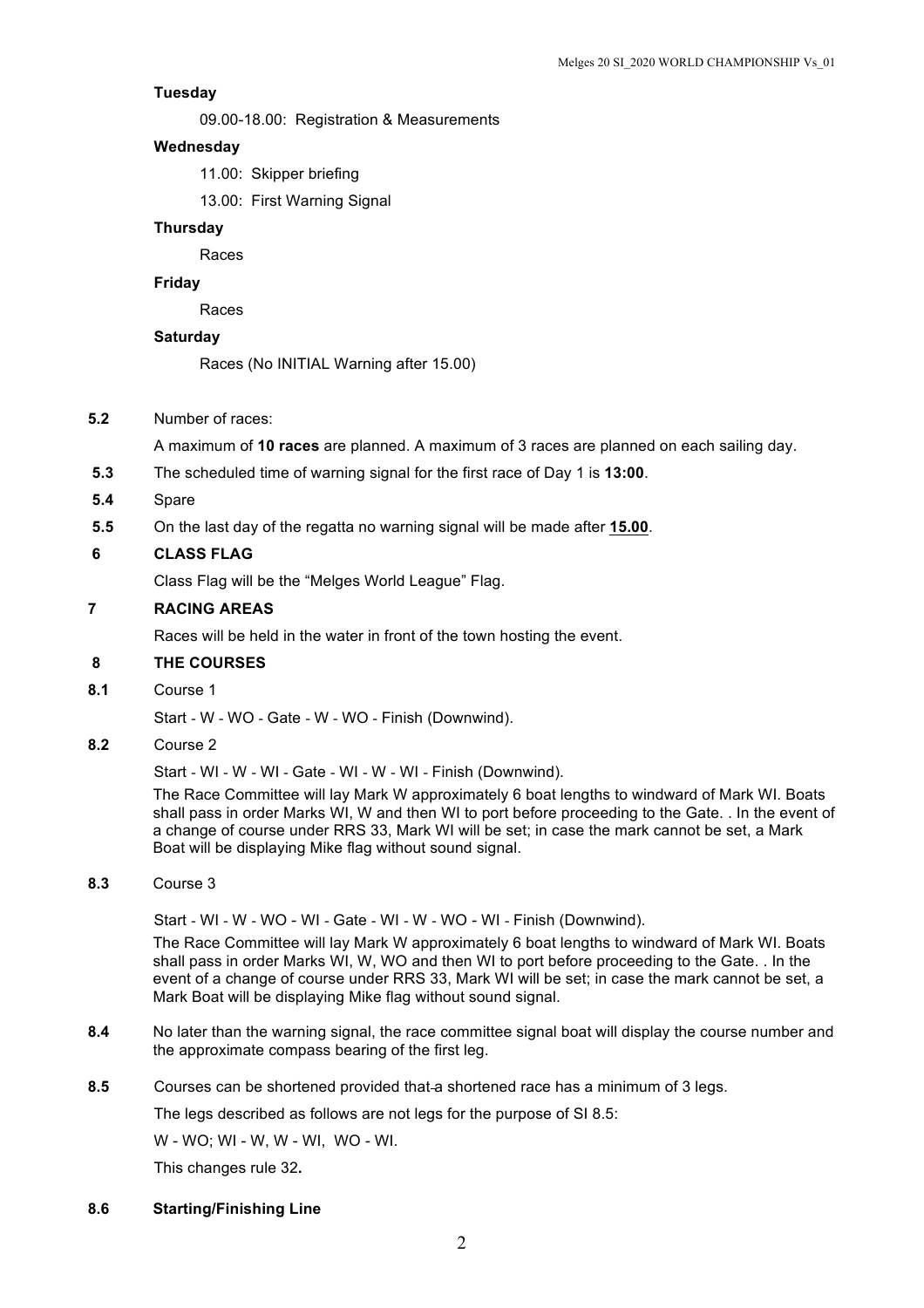**Tuesday**

09.00-18.00: Registration & Measurements

**Wednesday**

11.00: Skipper briefing

13.00: First Warning Signal

**Thursday**

Races

**Friday**

Races

**Saturday**

Races (No INITIAL Warning after 15.00)

**5.2** Number of races:

A maximum of **10 races** are planned. A maximum of 3 races are planned on each sailing day.

**5.3** The scheduled time of warning signal for the first race of Day 1 is **13:00**.

**5.4** Spare

**5.5** On the last day of the regatta no warning signal will be made after **15.00**.

## 6 CLASS FLAG

Class Flag will be the "Melges World League" Flag.

## 7 RACING AREAS

Races will be held in the water in front of the town hosting the event.

## 8 THE COURSES

**8.1** Course 1

Start - W - WO - Gate - W - WO - Finish (Downwind).

**8.2** Course 2

Start - WI - W - WI - Gate - WI - W - WI - Finish (Downwind).

The Race Committee will lay Mark W approximately 6 boat lengths to windward of Mark WI. Boats shall pass in order Marks WI, W and then WI to port before proceeding to the Gate. . In the event of a change of course under RRS 33, Mark WI will be set; in case the mark cannot be set, a Mark Boat will be displaying Mike flag without sound signal.

**8.3** Course 3

Start - WI - W - WO - WI - Gate - WI - W - WO - WI - Finish (Downwind).

The Race Committee will lay Mark W approximately 6 boat lengths to windward of Mark WI. Boats shall pass in order Marks WI, W, WO and then WI to port before proceeding to the Gate. . In the event of a change of course under RRS 33, Mark WI will be set; in case the mark cannot be set, a Mark Boat will be displaying Mike flag without sound signal.

**8.4** No later than the warning signal, the race committee signal boat will display the course number and the approximate compass bearing of the first leg.

**8.5** Courses can be shortened provided that a shortened race has a minimum of 3 legs.

The legs described as follows are not legs for the purpose of SI 8.5:

W - WO; WI - W, W - WI, WO - WI.

This changes rule 32**.**

**8.6 Starting/Finishing Line**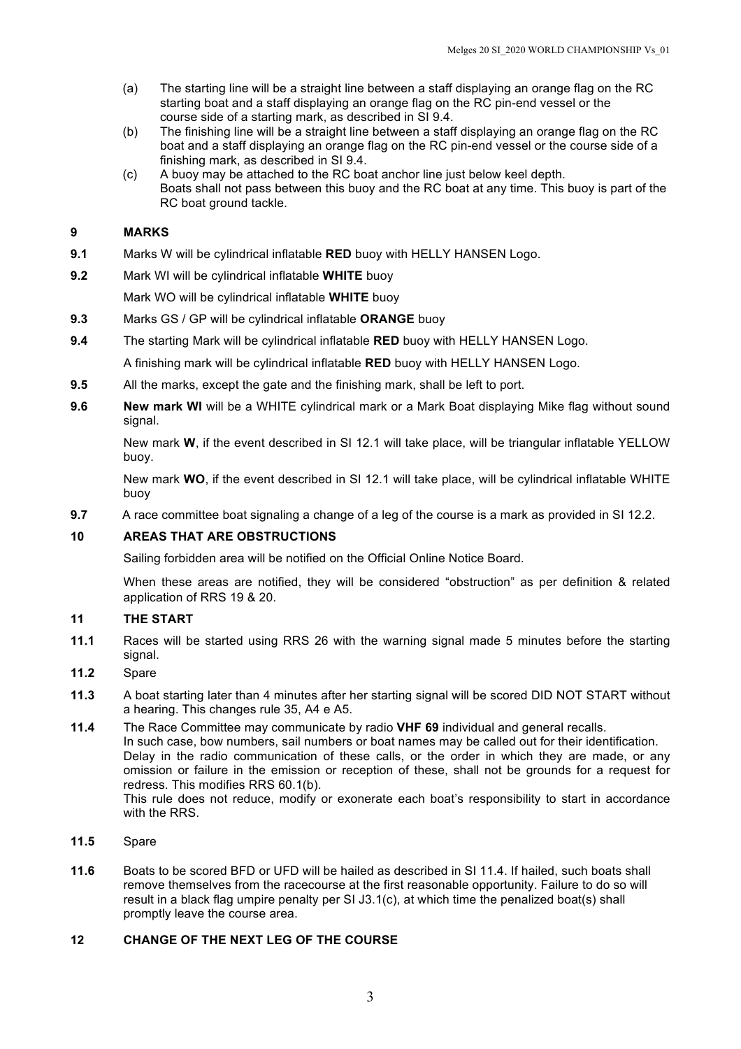(a) The starting line will be a straight line between a staff displaying an orange flag on the RC starting boat and a staff displaying an orange flag on the RC pin-end vessel or the course side of a starting mark, as described in SI 9.4.

(b) The finishing line will be a straight line between a staff displaying an orange flag on the RC boat and a staff displaying an orange flag on the RC pin-end vessel or the course side of a finishing mark, as described in SI 9.4.

(c) A buoy may be attached to the RC boat anchor line just below keel depth. Boats shall not pass between this buoy and the RC boat at any time. This buoy is part of the RC boat ground tackle.

## 9 MARKS

**9.1** Marks W will be cylindrical inflatable **RED** buoy with HELLY HANSEN Logo.

**9.2** Mark WI will be cylindrical inflatable **WHITE** buoy

Mark WO will be cylindrical inflatable **WHITE** buoy

**9.3** Marks GS / GP will be cylindrical inflatable **ORANGE** buoy

**9.4** The starting Mark will be cylindrical inflatable **RED** buoy with HELLY HANSEN Logo.

A finishing mark will be cylindrical inflatable **RED** buoy with HELLY HANSEN Logo.

**9.5** All the marks, except the gate and the finishing mark, shall be left to port.

**9.6** **New mark WI** will be a WHITE cylindrical mark or a Mark Boat displaying Mike flag without sound signal.

New mark **W**, if the event described in SI 12.1 will take place, will be triangular inflatable YELLOW buoy.

New mark **WO**, if the event described in SI 12.1 will take place, will be cylindrical inflatable WHITE buoy

**9.7** A race committee boat signaling a change of a leg of the course is a mark as provided in SI 12.2.

## 10 AREAS THAT ARE OBSTRUCTIONS

Sailing forbidden area will be notified on the Official Online Notice Board.

When these areas are notified, they will be considered "obstruction" as per definition & related application of RRS 19 & 20.

## 11 THE START

**11.1** Races will be started using RRS 26 with the warning signal made 5 minutes before the starting signal.

**11.2** Spare

**11.3** A boat starting later than 4 minutes after her starting signal will be scored DID NOT START without a hearing. This changes rule 35, A4 e A5.

**11.4** The Race Committee may communicate by radio **VHF 69** individual and general recalls. In such case, bow numbers, sail numbers or boat names may be called out for their identification. Delay in the radio communication of these calls, or the order in which they are made, or any omission or failure in the emission or reception of these, shall not be grounds for a request for redress. This modifies RRS 60.1(b).
This rule does not reduce, modify or exonerate each boat's responsibility to start in accordance with the RRS.

**11.5** Spare

**11.6** Boats to be scored BFD or UFD will be hailed as described in SI 11.4. If hailed, such boats shall remove themselves from the racecourse at the first reasonable opportunity. Failure to do so will result in a black flag umpire penalty per SI J3.1(c), at which time the penalized boat(s) shall promptly leave the course area.

## 12 CHANGE OF THE NEXT LEG OF THE COURSE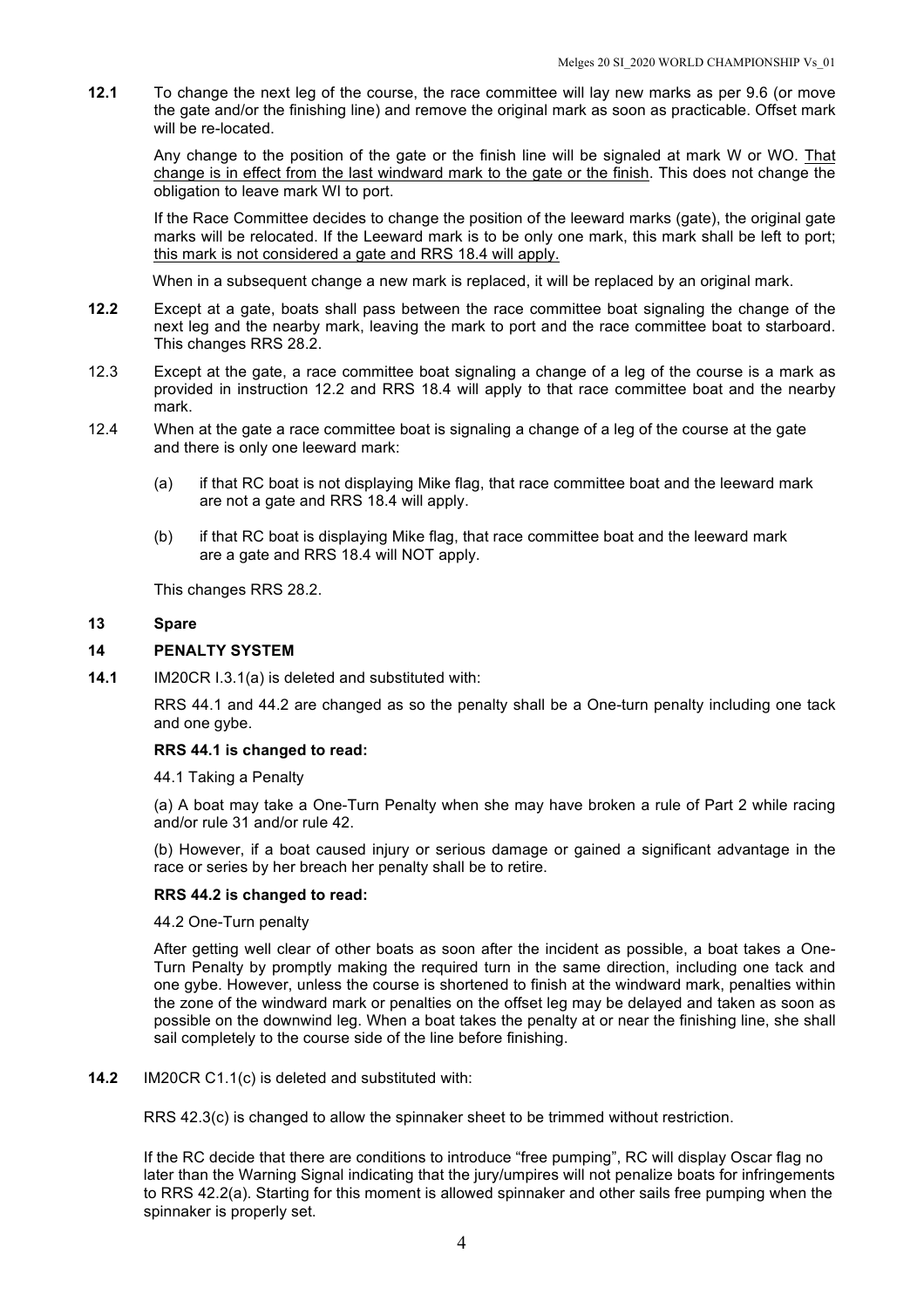**12.1** To change the next leg of the course, the race committee will lay new marks as per 9.6 (or move the gate and/or the finishing line) and remove the original mark as soon as practicable. Offset mark will be re-located.

Any change to the position of the gate or the finish line will be signaled at mark W or WO. <u>That change is in effect from the last windward mark to the gate or the finish</u>. This does not change the obligation to leave mark WI to port.

If the Race Committee decides to change the position of the leeward marks (gate), the original gate marks will be relocated. If the Leeward mark is to be only one mark, this mark shall be left to port; <u>this mark is not considered a gate and RRS 18.4 will apply.</u>

When in a subsequent change a new mark is replaced, it will be replaced by an original mark.

**12.2** Except at a gate, boats shall pass between the race committee boat signaling the change of the next leg and the nearby mark, leaving the mark to port and the race committee boat to starboard. This changes RRS 28.2.

12.3 Except at the gate, a race committee boat signaling a change of a leg of the course is a mark as provided in instruction 12.2 and RRS 18.4 will apply to that race committee boat and the nearby mark.

12.4 When at the gate a race committee boat is signaling a change of a leg of the course at the gate and there is only one leeward mark:

(a) if that RC boat is not displaying Mike flag, that race committee boat and the leeward mark are not a gate and RRS 18.4 will apply.

(b) if that RC boat is displaying Mike flag, that race committee boat and the leeward mark are a gate and RRS 18.4 will NOT apply.

This changes RRS 28.2.

## 13 Spare

## 14 PENALTY SYSTEM

**14.1** IM20CR I.3.1(a) is deleted and substituted with:

RRS 44.1 and 44.2 are changed as so the penalty shall be a One-turn penalty including one tack and one gybe.

**RRS 44.1 is changed to read:**

44.1 Taking a Penalty

(a) A boat may take a One-Turn Penalty when she may have broken a rule of Part 2 while racing and/or rule 31 and/or rule 42.

(b) However, if a boat caused injury or serious damage or gained a significant advantage in the race or series by her breach her penalty shall be to retire.

**RRS 44.2 is changed to read:**

44.2 One-Turn penalty

After getting well clear of other boats as soon after the incident as possible, a boat takes a One-Turn Penalty by promptly making the required turn in the same direction, including one tack and one gybe. However, unless the course is shortened to finish at the windward mark, penalties within the zone of the windward mark or penalties on the offset leg may be delayed and taken as soon as possible on the downwind leg. When a boat takes the penalty at or near the finishing line, she shall sail completely to the course side of the line before finishing.

**14.2** IM20CR C1.1(c) is deleted and substituted with:

RRS 42.3(c) is changed to allow the spinnaker sheet to be trimmed without restriction.

If the RC decide that there are conditions to introduce "free pumping", RC will display Oscar flag no later than the Warning Signal indicating that the jury/umpires will not penalize boats for infringements to RRS 42.2(a). Starting for this moment is allowed spinnaker and other sails free pumping when the spinnaker is properly set.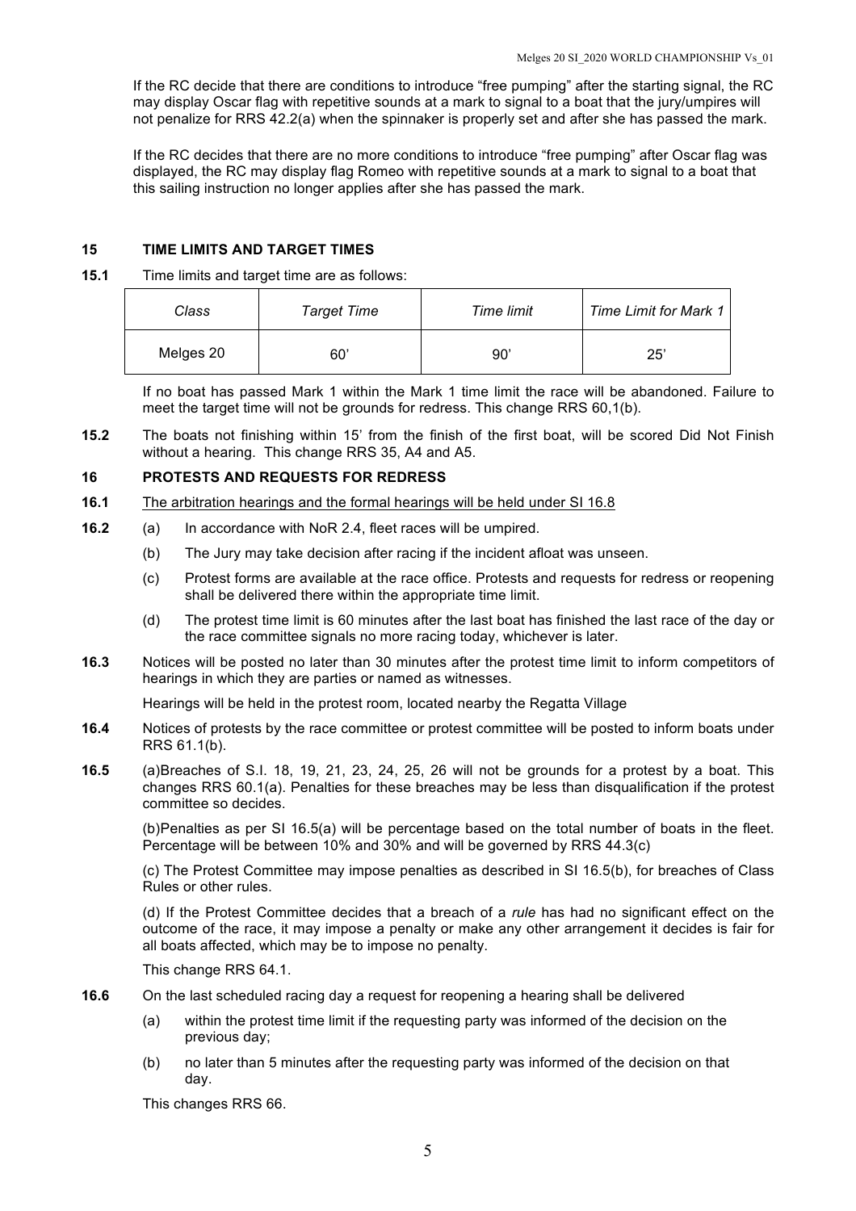If the RC decide that there are conditions to introduce “free pumping” after the starting signal, the RC may display Oscar flag with repetitive sounds at a mark to signal to a boat that the jury/umpires will not penalize for RRS 42.2(a) when the spinnaker is properly set and after she has passed the mark.

If the RC decides that there are no more conditions to introduce “free pumping” after Oscar flag was displayed, the RC may display flag Romeo with repetitive sounds at a mark to signal to a boat that this sailing instruction no longer applies after she has passed the mark.

## 15 TIME LIMITS AND TARGET TIMES

**15.1** Time limits and target time are as follows:

| *Class* | *Target Time* | *Time limit* | *Time Limit for Mark 1* |
|---|---|---|---|
| Melges 20 | 60’ | 90’ | 25’ |

If no boat has passed Mark 1 within the Mark 1 time limit the race will be abandoned. Failure to meet the target time will not be grounds for redress. This change RRS 60,1(b).

**15.2** The boats not finishing within 15’ from the finish of the first boat, will be scored Did Not Finish without a hearing. This change RRS 35, A4 and A5.

## 16 PROTESTS AND REQUESTS FOR REDRESS

**16.1** The arbitration hearings and the formal hearings will be held under SI 16.8

**16.2** (a) In accordance with NoR 2.4, fleet races will be umpired.

(b) The Jury may take decision after racing if the incident afloat was unseen.

(c) Protest forms are available at the race office. Protests and requests for redress or reopening shall be delivered there within the appropriate time limit.

(d) The protest time limit is 60 minutes after the last boat has finished the last race of the day or the race committee signals no more racing today, whichever is later.

**16.3** Notices will be posted no later than 30 minutes after the protest time limit to inform competitors of hearings in which they are parties or named as witnesses.

Hearings will be held in the protest room, located nearby the Regatta Village

**16.4** Notices of protests by the race committee or protest committee will be posted to inform boats under RRS 61.1(b).

**16.5** (a)Breaches of S.I. 18, 19, 21, 23, 24, 25, 26 will not be grounds for a protest by a boat. This changes RRS 60.1(a). Penalties for these breaches may be less than disqualification if the protest committee so decides.

(b)Penalties as per SI 16.5(a) will be percentage based on the total number of boats in the fleet. Percentage will be between 10% and 30% and will be governed by RRS 44.3(c)

(c) The Protest Committee may impose penalties as described in SI 16.5(b), for breaches of Class Rules or other rules.

(d) If the Protest Committee decides that a breach of a *rule* has had no significant effect on the outcome of the race, it may impose a penalty or make any other arrangement it decides is fair for all boats affected, which may be to impose no penalty.

This change RRS 64.1.

**16.6** On the last scheduled racing day a request for reopening a hearing shall be delivered

(a) within the protest time limit if the requesting party was informed of the decision on the previous day;

(b) no later than 5 minutes after the requesting party was informed of the decision on that day.

This changes RRS 66.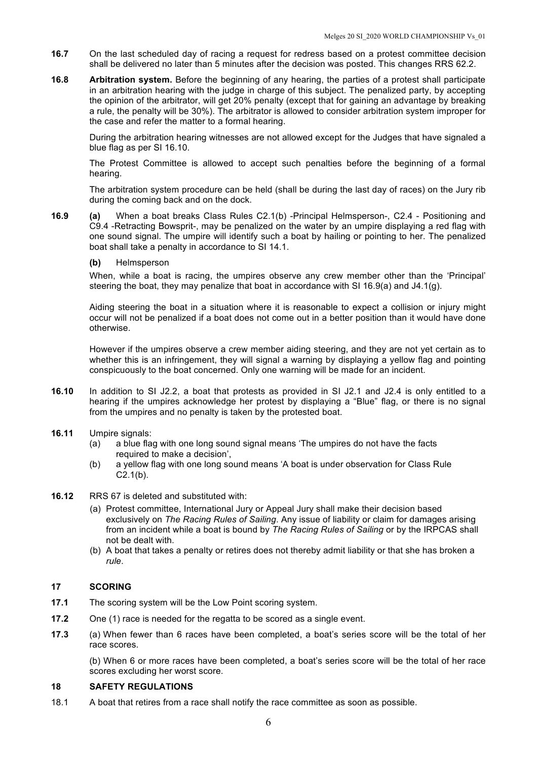**16.7** On the last scheduled day of racing a request for redress based on a protest committee decision shall be delivered no later than 5 minutes after the decision was posted. This changes RRS 62.2.

**16.8** **Arbitration system.** Before the beginning of any hearing, the parties of a protest shall participate in an arbitration hearing with the judge in charge of this subject. The penalized party, by accepting the opinion of the arbitrator, will get 20% penalty (except that for gaining an advantage by breaking a rule, the penalty will be 30%). The arbitrator is allowed to consider arbitration system improper for the case and refer the matter to a formal hearing.

During the arbitration hearing witnesses are not allowed except for the Judges that have signaled a blue flag as per SI 16.10.

The Protest Committee is allowed to accept such penalties before the beginning of a formal hearing.

The arbitration system procedure can be held (shall be during the last day of races) on the Jury rib during the coming back and on the dock.

**16.9** **(a)** When a boat breaks Class Rules C2.1(b) -Principal Helmsperson-, C2.4 - Positioning and C9.4 -Retracting Bowsprit-, may be penalized on the water by an umpire displaying a red flag with one sound signal. The umpire will identify such a boat by hailing or pointing to her. The penalized boat shall take a penalty in accordance to SI 14.1.

**(b)** Helmsperson

When, while a boat is racing, the umpires observe any crew member other than the 'Principal' steering the boat, they may penalize that boat in accordance with SI 16.9(a) and J4.1(g).

Aiding steering the boat in a situation where it is reasonable to expect a collision or injury might occur will not be penalized if a boat does not come out in a better position than it would have done otherwise.

However if the umpires observe a crew member aiding steering, and they are not yet certain as to whether this is an infringement, they will signal a warning by displaying a yellow flag and pointing conspicuously to the boat concerned. Only one warning will be made for an incident.

**16.10** In addition to SI J2.2, a boat that protests as provided in SI J2.1 and J2.4 is only entitled to a hearing if the umpires acknowledge her protest by displaying a "Blue" flag, or there is no signal from the umpires and no penalty is taken by the protested boat.

**16.11** Umpire signals:

(a) a blue flag with one long sound signal means 'The umpires do not have the facts required to make a decision',

(b) a yellow flag with one long sound means 'A boat is under observation for Class Rule C2.1(b).

**16.12** RRS 67 is deleted and substituted with:

(a) Protest committee, International Jury or Appeal Jury shall make their decision based exclusively on *The Racing Rules of Sailing*. Any issue of liability or claim for damages arising from an incident while a boat is bound by *The Racing Rules of Sailing* or by the IRPCAS shall not be dealt with.

(b) A boat that takes a penalty or retires does not thereby admit liability or that she has broken a *rule*.

## 17 SCORING

**17.1** The scoring system will be the Low Point scoring system.

**17.2** One (1) race is needed for the regatta to be scored as a single event.

**17.3** (a) When fewer than 6 races have been completed, a boat's series score will be the total of her race scores.

(b) When 6 or more races have been completed, a boat's series score will be the total of her race scores excluding her worst score.

## 18 SAFETY REGULATIONS

18.1 A boat that retires from a race shall notify the race committee as soon as possible.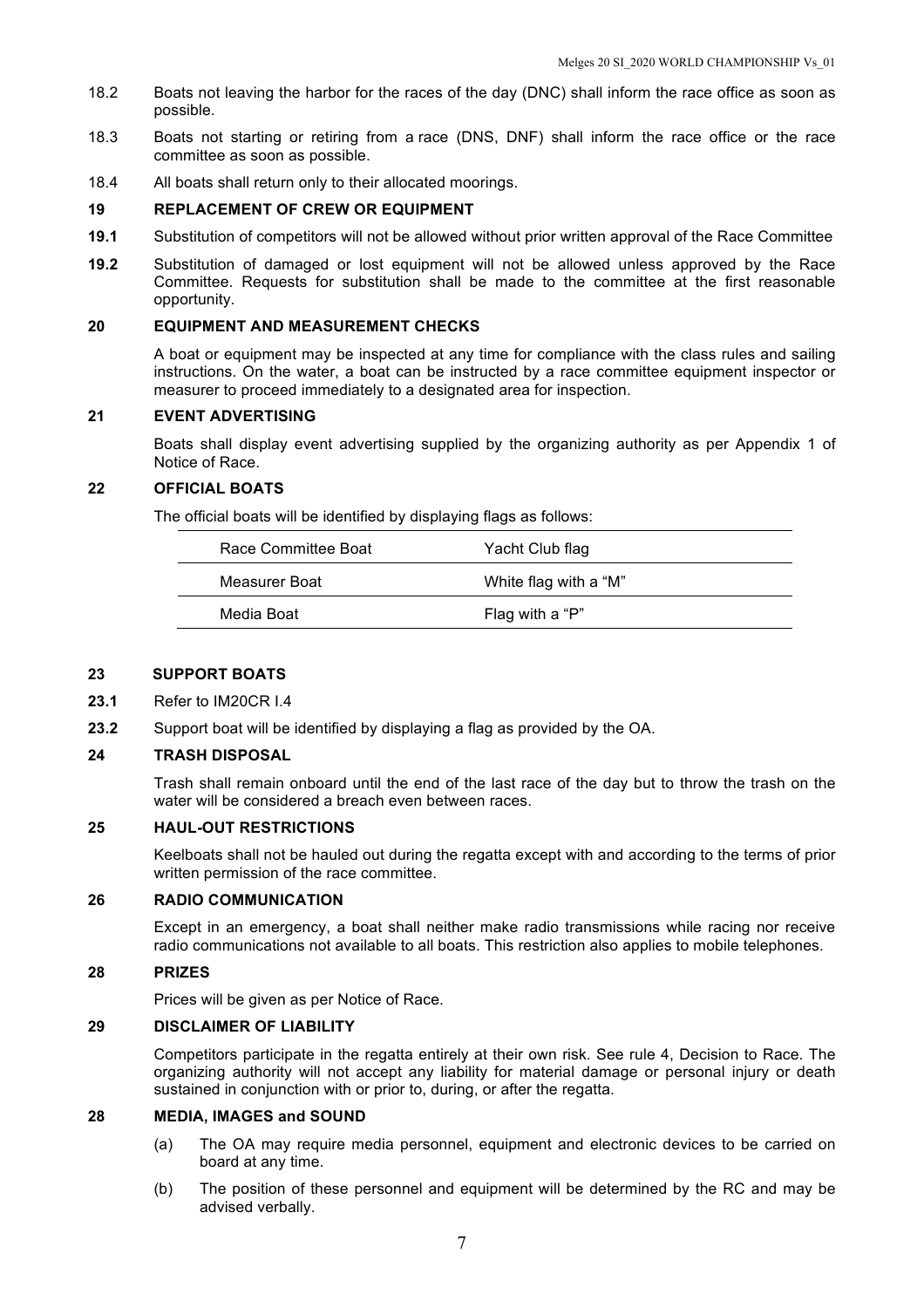18.2 Boats not leaving the harbor for the races of the day (DNC) shall inform the race office as soon as possible.

18.3 Boats not starting or retiring from a race (DNS, DNF) shall inform the race office or the race committee as soon as possible.

18.4 All boats shall return only to their allocated moorings.

### 19 REPLACEMENT OF CREW OR EQUIPMENT

**19.1** Substitution of competitors will not be allowed without prior written approval of the Race Committee

**19.2** Substitution of damaged or lost equipment will not be allowed unless approved by the Race Committee. Requests for substitution shall be made to the committee at the first reasonable opportunity.

### 20 EQUIPMENT AND MEASUREMENT CHECKS

A boat or equipment may be inspected at any time for compliance with the class rules and sailing instructions. On the water, a boat can be instructed by a race committee equipment inspector or measurer to proceed immediately to a designated area for inspection.

### 21 EVENT ADVERTISING

Boats shall display event advertising supplied by the organizing authority as per Appendix 1 of Notice of Race.

### 22 OFFICIAL BOATS

The official boats will be identified by displaying flags as follows:

| | |
|---|---|
| Race Committee Boat | Yacht Club flag |
| Measurer Boat | White flag with a “M” |
| Media Boat | Flag with a “P” |

### 23 SUPPORT BOATS

**23.1** Refer to IM20CR I.4

**23.2** Support boat will be identified by displaying a flag as provided by the OA.

### 24 TRASH DISPOSAL

Trash shall remain onboard until the end of the last race of the day but to throw the trash on the water will be considered a breach even between races.

### 25 HAUL-OUT RESTRICTIONS

Keelboats shall not be hauled out during the regatta except with and according to the terms of prior written permission of the race committee.

### 26 RADIO COMMUNICATION

Except in an emergency, a boat shall neither make radio transmissions while racing nor receive radio communications not available to all boats. This restriction also applies to mobile telephones.

### 28 PRIZES

Prices will be given as per Notice of Race.

### 29 DISCLAIMER OF LIABILITY

Competitors participate in the regatta entirely at their own risk. See rule 4, Decision to Race. The organizing authority will not accept any liability for material damage or personal injury or death sustained in conjunction with or prior to, during, or after the regatta.

### 28 MEDIA, IMAGES and SOUND

(a) The OA may require media personnel, equipment and electronic devices to be carried on board at any time.

(b) The position of these personnel and equipment will be determined by the RC and may be advised verbally.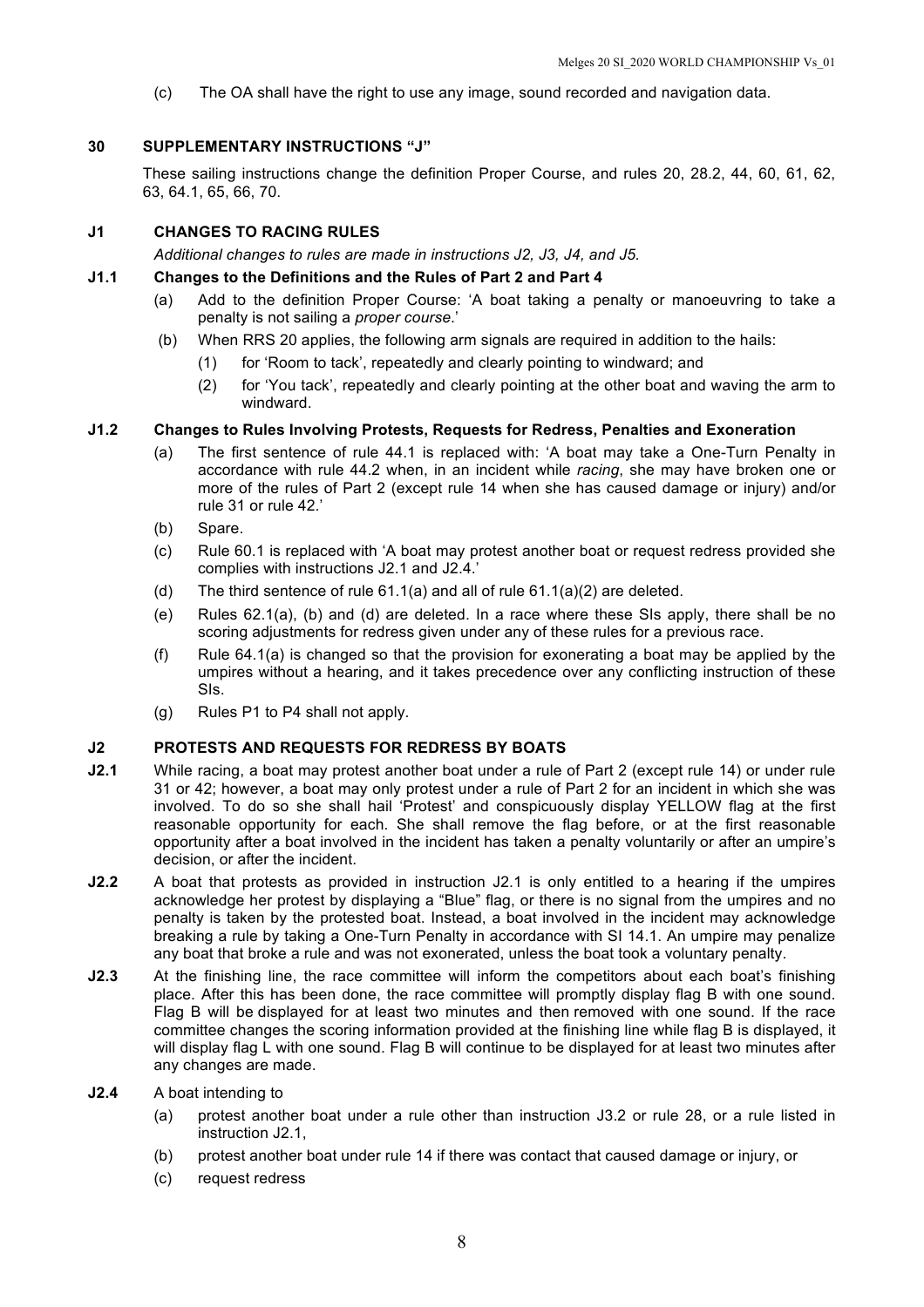(c) The OA shall have the right to use any image, sound recorded and navigation data.

## 30 SUPPLEMENTARY INSTRUCTIONS "J"

These sailing instructions change the definition Proper Course, and rules 20, 28.2, 44, 60, 61, 62, 63, 64.1, 65, 66, 70.

### J1 CHANGES TO RACING RULES

*Additional changes to rules are made in instructions J2, J3, J4, and J5.*

### J1.1 Changes to the Definitions and the Rules of Part 2 and Part 4

(a) Add to the definition Proper Course: 'A boat taking a penalty or manoeuvring to take a penalty is not sailing a *proper course*.'

(b) When RRS 20 applies, the following arm signals are required in addition to the hails:

  (1) for 'Room to tack', repeatedly and clearly pointing to windward; and

  (2) for 'You tack', repeatedly and clearly pointing at the other boat and waving the arm to windward.

### J1.2 Changes to Rules Involving Protests, Requests for Redress, Penalties and Exoneration

(a) The first sentence of rule 44.1 is replaced with: 'A boat may take a One-Turn Penalty in accordance with rule 44.2 when, in an incident while *racing*, she may have broken one or more of the rules of Part 2 (except rule 14 when she has caused damage or injury) and/or rule 31 or rule 42.'

(b) Spare.

(c) Rule 60.1 is replaced with 'A boat may protest another boat or request redress provided she complies with instructions J2.1 and J2.4.'

(d) The third sentence of rule 61.1(a) and all of rule 61.1(a)(2) are deleted.

(e) Rules 62.1(a), (b) and (d) are deleted. In a race where these SIs apply, there shall be no scoring adjustments for redress given under any of these rules for a previous race.

(f) Rule 64.1(a) is changed so that the provision for exonerating a boat may be applied by the umpires without a hearing, and it takes precedence over any conflicting instruction of these SIs.

(g) Rules P1 to P4 shall not apply.

### J2 PROTESTS AND REQUESTS FOR REDRESS BY BOATS

**J2.1** While racing, a boat may protest another boat under a rule of Part 2 (except rule 14) or under rule 31 or 42; however, a boat may only protest under a rule of Part 2 for an incident in which she was involved. To do so she shall hail 'Protest' and conspicuously display YELLOW flag at the first reasonable opportunity for each. She shall remove the flag before, or at the first reasonable opportunity after a boat involved in the incident has taken a penalty voluntarily or after an umpire's decision, or after the incident.

**J2.2** A boat that protests as provided in instruction J2.1 is only entitled to a hearing if the umpires acknowledge her protest by displaying a "Blue" flag, or there is no signal from the umpires and no penalty is taken by the protested boat. Instead, a boat involved in the incident may acknowledge breaking a rule by taking a One-Turn Penalty in accordance with SI 14.1. An umpire may penalize any boat that broke a rule and was not exonerated, unless the boat took a voluntary penalty.

**J2.3** At the finishing line, the race committee will inform the competitors about each boat's finishing place. After this has been done, the race committee will promptly display flag B with one sound. Flag B will be displayed for at least two minutes and then removed with one sound. If the race committee changes the scoring information provided at the finishing line while flag B is displayed, it will display flag L with one sound. Flag B will continue to be displayed for at least two minutes after any changes are made.

**J2.4** A boat intending to

(a) protest another boat under a rule other than instruction J3.2 or rule 28, or a rule listed in instruction J2.1,

(b) protest another boat under rule 14 if there was contact that caused damage or injury, or

(c) request redress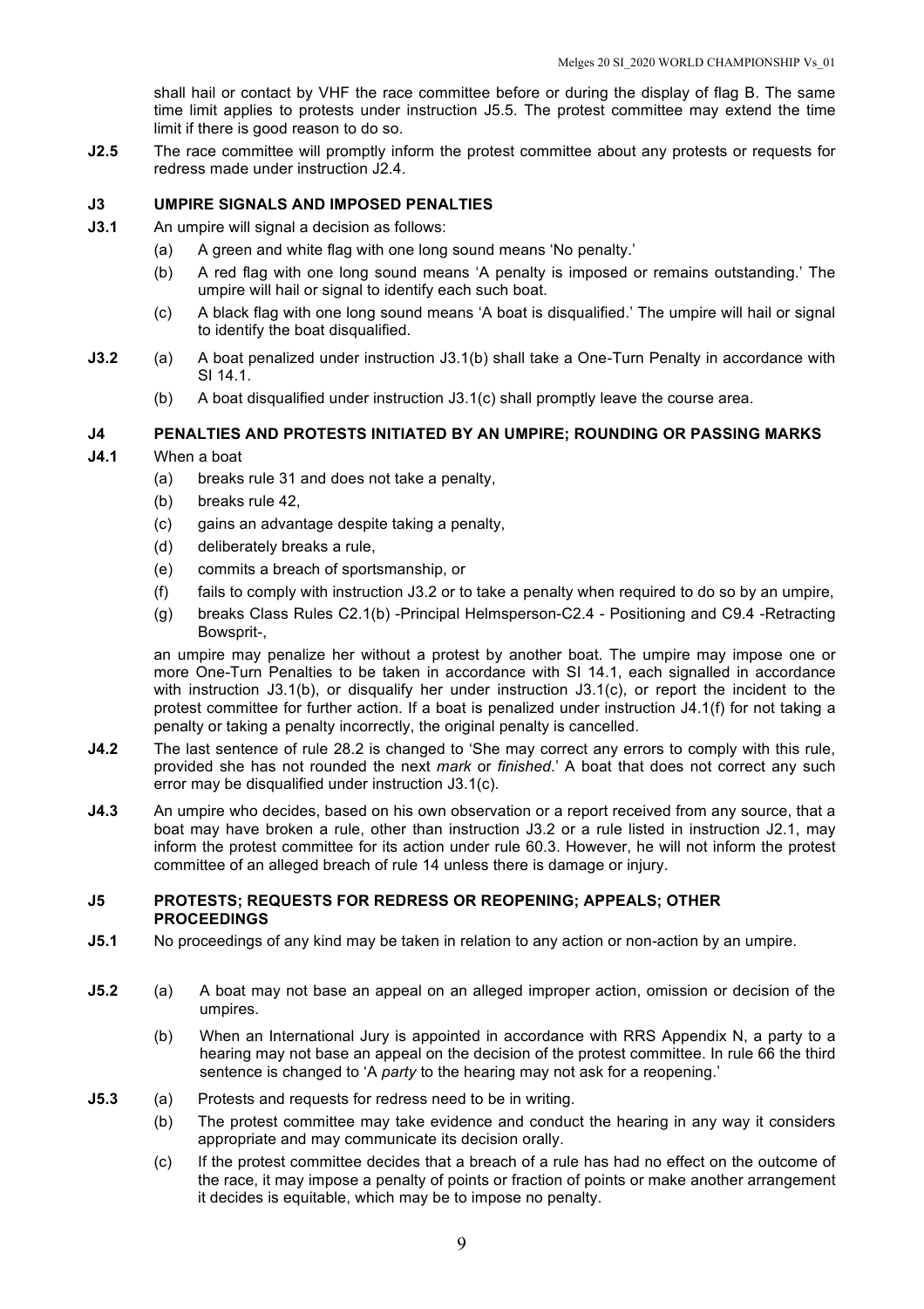shall hail or contact by VHF the race committee before or during the display of flag B. The same time limit applies to protests under instruction J5.5. The protest committee may extend the time limit if there is good reason to do so.

**J2.5** The race committee will promptly inform the protest committee about any protests or requests for redress made under instruction J2.4.

## J3 UMPIRE SIGNALS AND IMPOSED PENALTIES

**J3.1** An umpire will signal a decision as follows:

(a) A green and white flag with one long sound means 'No penalty.'

(b) A red flag with one long sound means 'A penalty is imposed or remains outstanding.' The umpire will hail or signal to identify each such boat.

(c) A black flag with one long sound means 'A boat is disqualified.' The umpire will hail or signal to identify the boat disqualified.

**J3.2** (a) A boat penalized under instruction J3.1(b) shall take a One-Turn Penalty in accordance with SI 14.1.

(b) A boat disqualified under instruction J3.1(c) shall promptly leave the course area.

## J4 PENALTIES AND PROTESTS INITIATED BY AN UMPIRE; ROUNDING OR PASSING MARKS

**J4.1** When a boat

(a) breaks rule 31 and does not take a penalty,

(b) breaks rule 42,

(c) gains an advantage despite taking a penalty,

(d) deliberately breaks a rule,

(e) commits a breach of sportsmanship, or

(f) fails to comply with instruction J3.2 or to take a penalty when required to do so by an umpire,

(g) breaks Class Rules C2.1(b) -Principal Helmsperson-C2.4 - Positioning and C9.4 -Retracting Bowsprit-,

an umpire may penalize her without a protest by another boat. The umpire may impose one or more One-Turn Penalties to be taken in accordance with SI 14.1, each signalled in accordance with instruction J3.1(b), or disqualify her under instruction J3.1(c), or report the incident to the protest committee for further action. If a boat is penalized under instruction J4.1(f) for not taking a penalty or taking a penalty incorrectly, the original penalty is cancelled.

**J4.2** The last sentence of rule 28.2 is changed to 'She may correct any errors to comply with this rule, provided she has not rounded the next *mark* or *finished*.' A boat that does not correct any such error may be disqualified under instruction J3.1(c).

**J4.3** An umpire who decides, based on his own observation or a report received from any source, that a boat may have broken a rule, other than instruction J3.2 or a rule listed in instruction J2.1, may inform the protest committee for its action under rule 60.3. However, he will not inform the protest committee of an alleged breach of rule 14 unless there is damage or injury.

## J5 PROTESTS; REQUESTS FOR REDRESS OR REOPENING; APPEALS; OTHER PROCEEDINGS

**J5.1** No proceedings of any kind may be taken in relation to any action or non-action by an umpire.

**J5.2** (a) A boat may not base an appeal on an alleged improper action, omission or decision of the umpires.

(b) When an International Jury is appointed in accordance with RRS Appendix N, a party to a hearing may not base an appeal on the decision of the protest committee. In rule 66 the third sentence is changed to 'A *party* to the hearing may not ask for a reopening.'

**J5.3** (a) Protests and requests for redress need to be in writing.

(b) The protest committee may take evidence and conduct the hearing in any way it considers appropriate and may communicate its decision orally.

(c) If the protest committee decides that a breach of a rule has had no effect on the outcome of the race, it may impose a penalty of points or fraction of points or make another arrangement it decides is equitable, which may be to impose no penalty.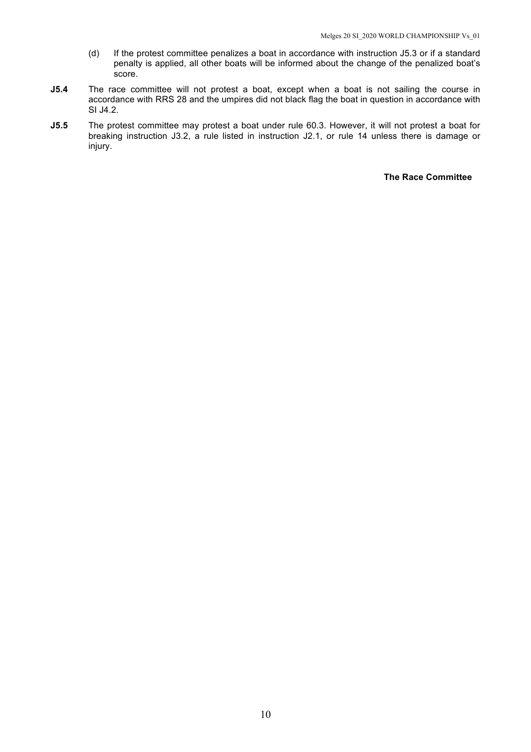(d) If the protest committee penalizes a boat in accordance with instruction J5.3 or if a standard penalty is applied, all other boats will be informed about the change of the penalized boat's score.

**J5.4** The race committee will not protest a boat, except when a boat is not sailing the course in accordance with RRS 28 and the umpires did not black flag the boat in question in accordance with SI J4.2.

**J5.5** The protest committee may protest a boat under rule 60.3. However, it will not protest a boat for breaking instruction J3.2, a rule listed in instruction J2.1, or rule 14 unless there is damage or injury.

**The Race Committee**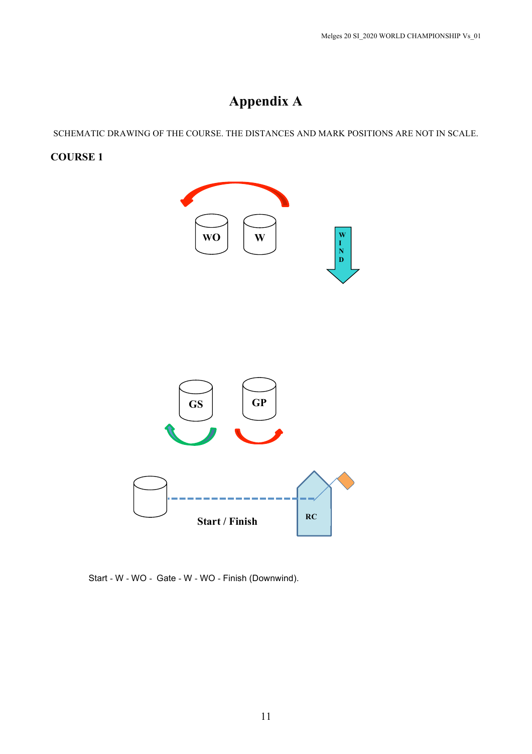# Appendix A

SCHEMATIC DRAWING OF THE COURSE. THE DISTANCES AND MARK POSITIONS ARE NOT IN SCALE.

**COURSE 1**

WO W

WIND

GS GP

Start / Finish

RC

Start - W - WO - Gate - W - WO - Finish (Downwind).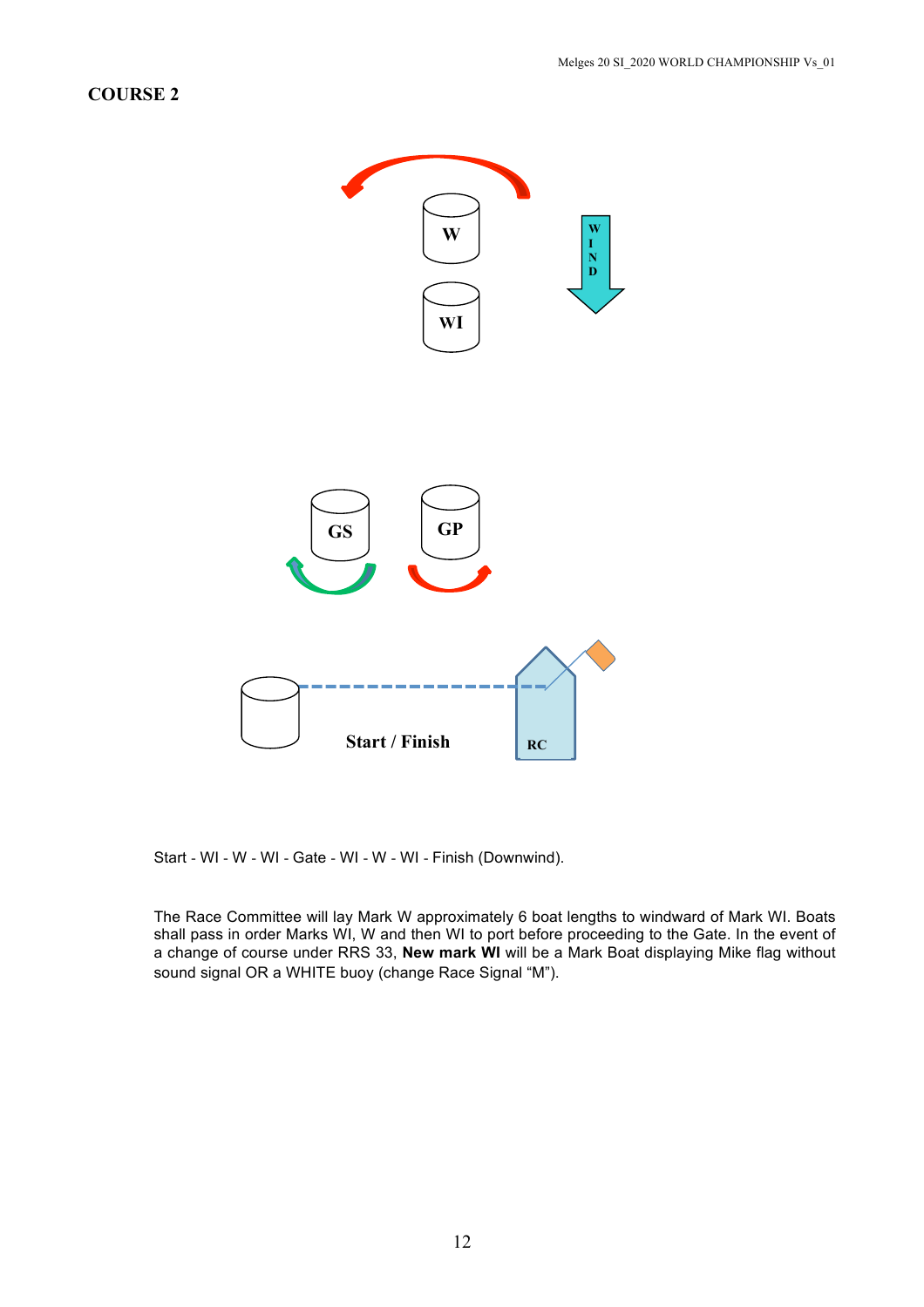## COURSE 2

W

WI

W I N D

GS

GP

Start / Finish

RC

Start - WI - W - WI - Gate - WI - W - WI - Finish (Downwind).

The Race Committee will lay Mark W approximately 6 boat lengths to windward of Mark WI. Boats shall pass in order Marks WI, W and then WI to port before proceeding to the Gate. In the event of a change of course under RRS 33, **New mark WI** will be a Mark Boat displaying Mike flag without sound signal OR a WHITE buoy (change Race Signal "M").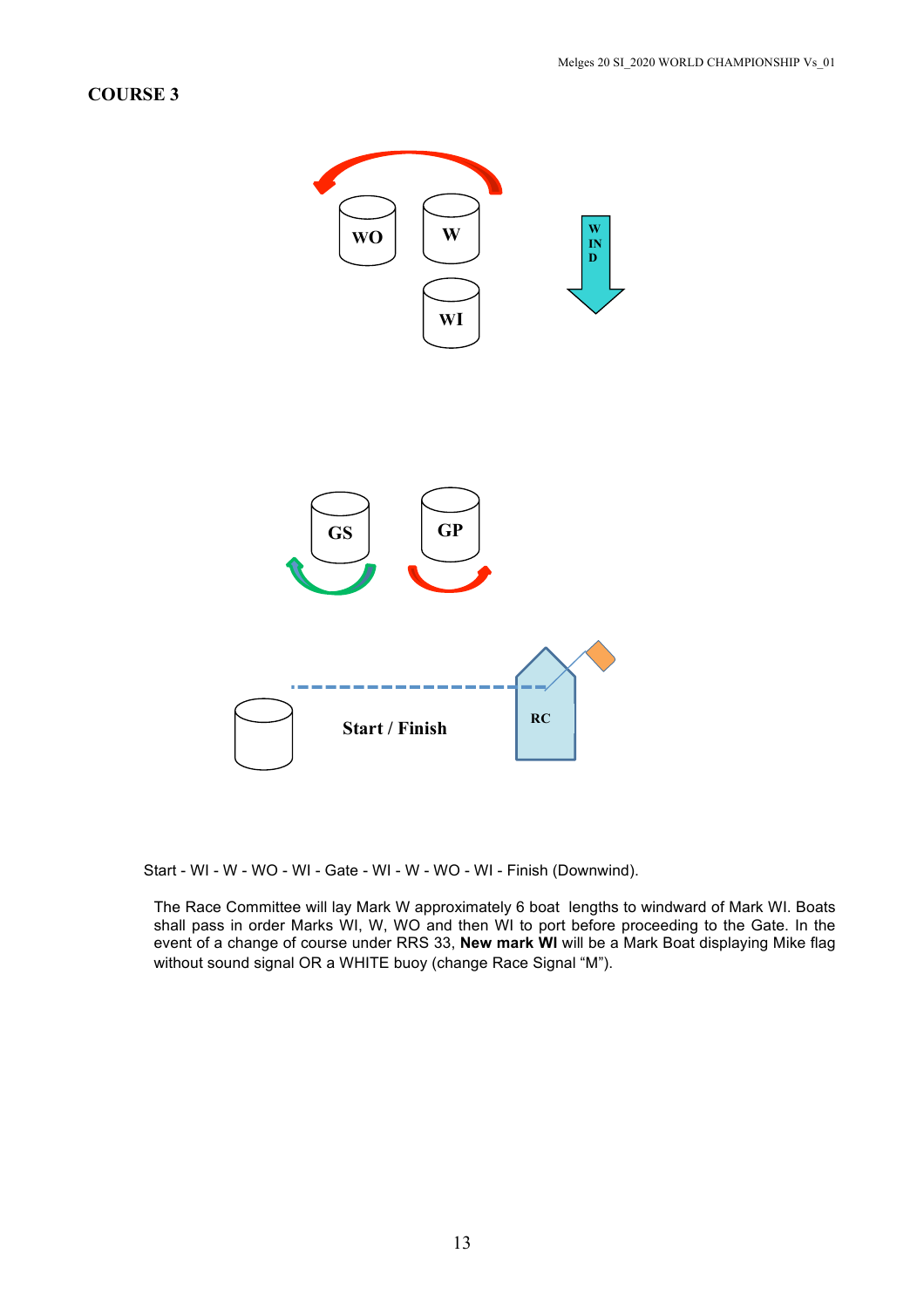## COURSE 3

WO

W

WI

W
IN
D

GS

GP

Start / Finish

RC

Start - WI - W - WO - WI - Gate - WI - W - WO - WI - Finish (Downwind).

The Race Committee will lay Mark W approximately 6 boat lengths to windward of Mark WI. Boats shall pass in order Marks WI, W, WO and then WI to port before proceeding to the Gate. In the event of a change of course under RRS 33, **New mark WI** will be a Mark Boat displaying Mike flag without sound signal OR a WHITE buoy (change Race Signal "M").